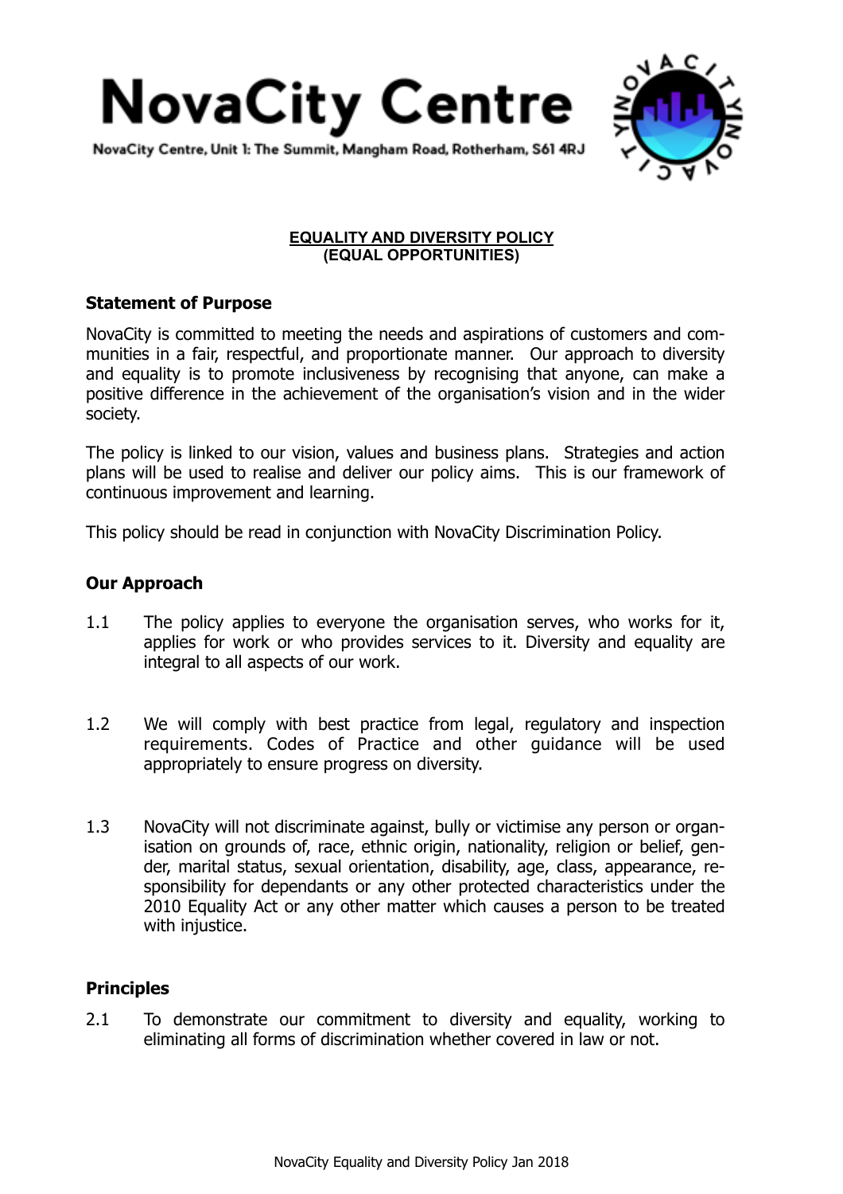# NovaCity Centre

NovaCity Centre, Unit 1: The Summit, Mangham Road, Rotherham, S61 4RJ

## EQUALITY AND DIVERSITY POLICY
## (EQUAL OPPORTUNITIES)

### Statement of Purpose

NovaCity is committed to meeting the needs and aspirations of customers and communities in a fair, respectful, and proportionate manner. Our approach to diversity and equality is to promote inclusiveness by recognising that anyone, can make a positive difference in the achievement of the organisation's vision and in the wider society.

The policy is linked to our vision, values and business plans. Strategies and action plans will be used to realise and deliver our policy aims. This is our framework of continuous improvement and learning.

This policy should be read in conjunction with NovaCity Discrimination Policy.

### Our Approach

1.1 The policy applies to everyone the organisation serves, who works for it, applies for work or who provides services to it. Diversity and equality are integral to all aspects of our work.

1.2 We will comply with best practice from legal, regulatory and inspection requirements. Codes of Practice and other guidance will be used appropriately to ensure progress on diversity.

1.3 NovaCity will not discriminate against, bully or victimise any person or organisation on grounds of, race, ethnic origin, nationality, religion or belief, gender, marital status, sexual orientation, disability, age, class, appearance, responsibility for dependants or any other protected characteristics under the 2010 Equality Act or any other matter which causes a person to be treated with injustice.

### Principles

2.1 To demonstrate our commitment to diversity and equality, working to eliminating all forms of discrimination whether covered in law or not.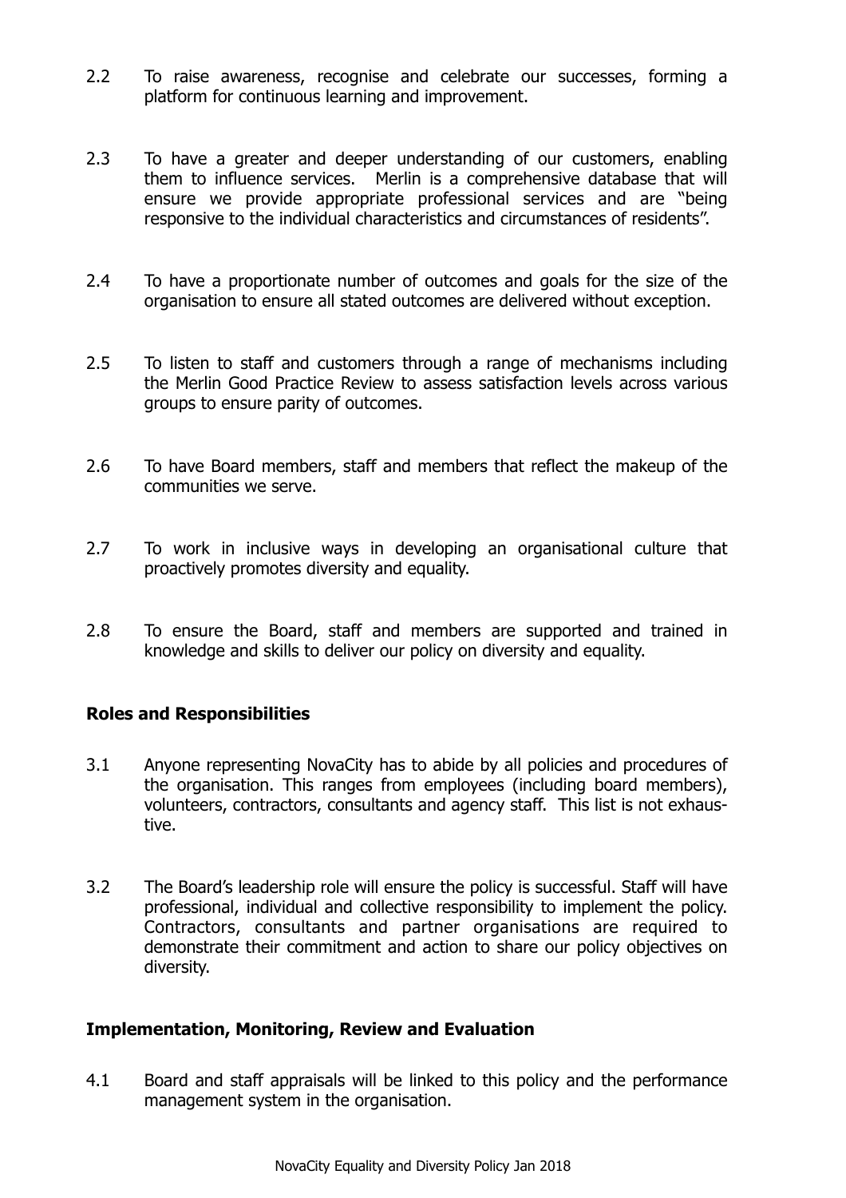2.2 To raise awareness, recognise and celebrate our successes, forming a platform for continuous learning and improvement.

2.3 To have a greater and deeper understanding of our customers, enabling them to influence services. Merlin is a comprehensive database that will ensure we provide appropriate professional services and are "being responsive to the individual characteristics and circumstances of residents".

2.4 To have a proportionate number of outcomes and goals for the size of the organisation to ensure all stated outcomes are delivered without exception.

2.5 To listen to staff and customers through a range of mechanisms including the Merlin Good Practice Review to assess satisfaction levels across various groups to ensure parity of outcomes.

2.6 To have Board members, staff and members that reflect the makeup of the communities we serve.

2.7 To work in inclusive ways in developing an organisational culture that proactively promotes diversity and equality.

2.8 To ensure the Board, staff and members are supported and trained in knowledge and skills to deliver our policy on diversity and equality.

## Roles and Responsibilities

3.1 Anyone representing NovaCity has to abide by all policies and procedures of the organisation. This ranges from employees (including board members), volunteers, contractors, consultants and agency staff. This list is not exhaustive.

3.2 The Board's leadership role will ensure the policy is successful. Staff will have professional, individual and collective responsibility to implement the policy. Contractors, consultants and partner organisations are required to demonstrate their commitment and action to share our policy objectives on diversity.

## Implementation, Monitoring, Review and Evaluation

4.1 Board and staff appraisals will be linked to this policy and the performance management system in the organisation.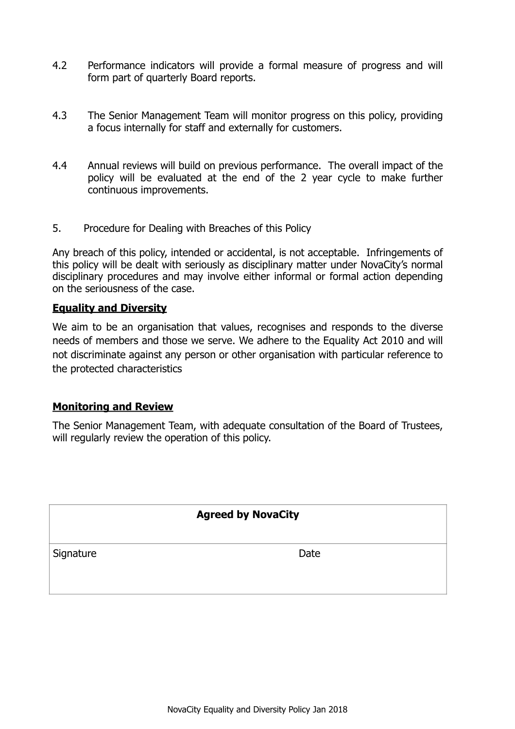4.2 Performance indicators will provide a formal measure of progress and will form part of quarterly Board reports.

4.3 The Senior Management Team will monitor progress on this policy, providing a focus internally for staff and externally for customers.

4.4 Annual reviews will build on previous performance. The overall impact of the policy will be evaluated at the end of the 2 year cycle to make further continuous improvements.

5. Procedure for Dealing with Breaches of this Policy

Any breach of this policy, intended or accidental, is not acceptable. Infringements of this policy will be dealt with seriously as disciplinary matter under NovaCity's normal disciplinary procedures and may involve either informal or formal action depending on the seriousness of the case.

**Equality and Diversity**

We aim to be an organisation that values, recognises and responds to the diverse needs of members and those we serve. We adhere to the Equality Act 2010 and will not discriminate against any person or other organisation with particular reference to the protected characteristics

**Monitoring and Review**

The Senior Management Team, with adequate consultation of the Board of Trustees, will regularly review the operation of this policy.

| **Agreed by NovaCity** | |
|---|---|
| Signature | Date |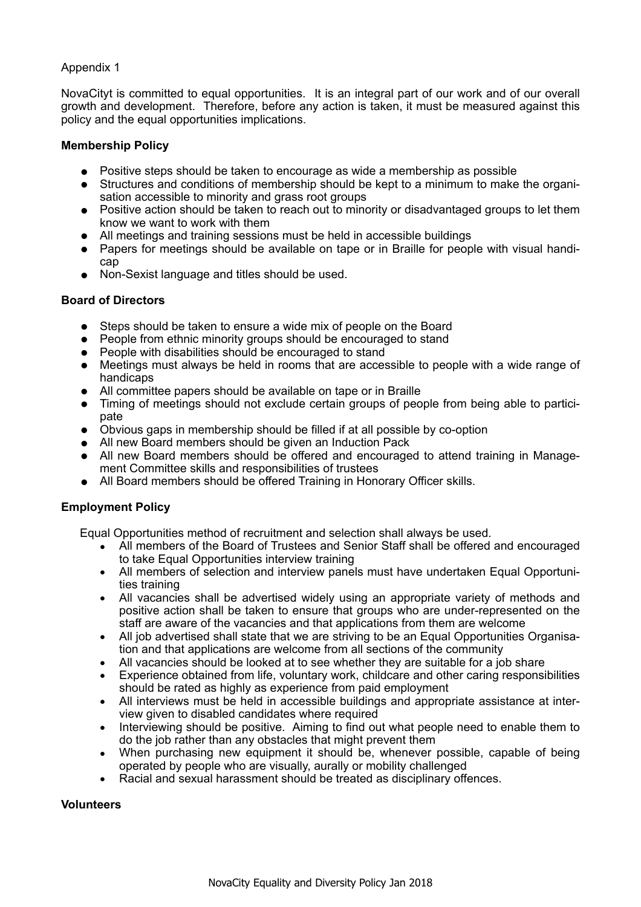Appendix 1

NovaCityt is committed to equal opportunities. It is an integral part of our work and of our overall growth and development. Therefore, before any action is taken, it must be measured against this policy and the equal opportunities implications.

**Membership Policy**

- Positive steps should be taken to encourage as wide a membership as possible
- Structures and conditions of membership should be kept to a minimum to make the organisation accessible to minority and grass root groups
- Positive action should be taken to reach out to minority or disadvantaged groups to let them know we want to work with them
- All meetings and training sessions must be held in accessible buildings
- Papers for meetings should be available on tape or in Braille for people with visual handicap
- Non-Sexist language and titles should be used.

**Board of Directors**

- Steps should be taken to ensure a wide mix of people on the Board
- People from ethnic minority groups should be encouraged to stand
- People with disabilities should be encouraged to stand
- Meetings must always be held in rooms that are accessible to people with a wide range of handicaps
- All committee papers should be available on tape or in Braille
- Timing of meetings should not exclude certain groups of people from being able to participate
- Obvious gaps in membership should be filled if at all possible by co-option
- All new Board members should be given an Induction Pack
- All new Board members should be offered and encouraged to attend training in Management Committee skills and responsibilities of trustees
- All Board members should be offered Training in Honorary Officer skills.

**Employment Policy**

Equal Opportunities method of recruitment and selection shall always be used.

- All members of the Board of Trustees and Senior Staff shall be offered and encouraged to take Equal Opportunities interview training
- All members of selection and interview panels must have undertaken Equal Opportunities training
- All vacancies shall be advertised widely using an appropriate variety of methods and positive action shall be taken to ensure that groups who are under-represented on the staff are aware of the vacancies and that applications from them are welcome
- All job advertised shall state that we are striving to be an Equal Opportunities Organisation and that applications are welcome from all sections of the community
- All vacancies should be looked at to see whether they are suitable for a job share
- Experience obtained from life, voluntary work, childcare and other caring responsibilities should be rated as highly as experience from paid employment
- All interviews must be held in accessible buildings and appropriate assistance at interview given to disabled candidates where required
- Interviewing should be positive. Aiming to find out what people need to enable them to do the job rather than any obstacles that might prevent them
- When purchasing new equipment it should be, whenever possible, capable of being operated by people who are visually, aurally or mobility challenged
- Racial and sexual harassment should be treated as disciplinary offences.

**Volunteers**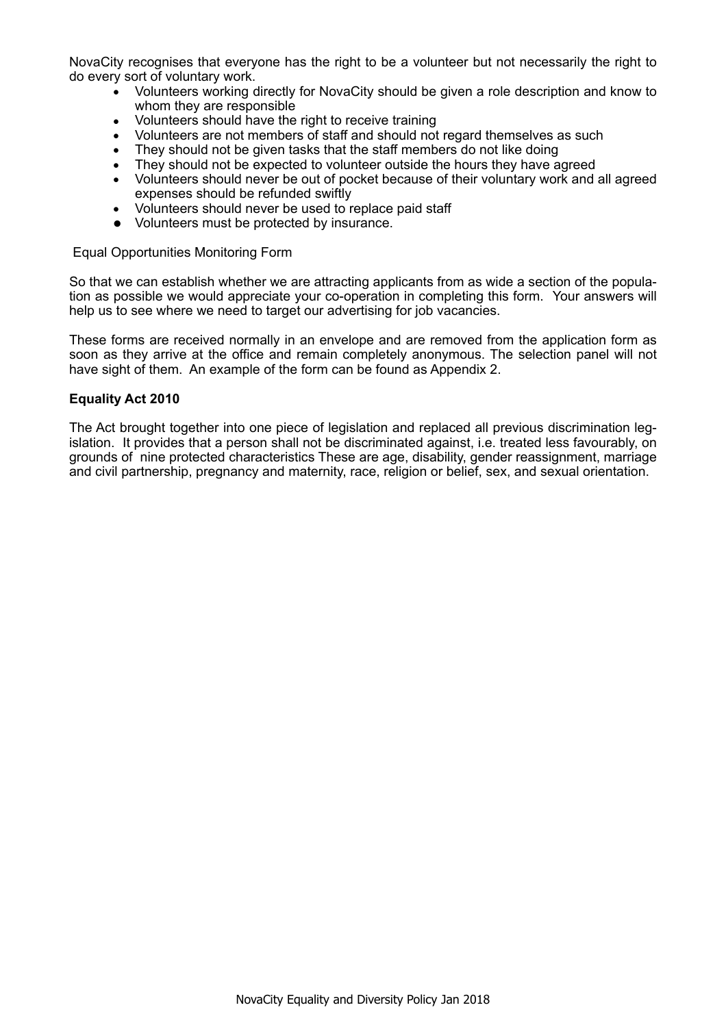NovaCity recognises that everyone has the right to be a volunteer but not necessarily the right to do every sort of voluntary work.

- Volunteers working directly for NovaCity should be given a role description and know to whom they are responsible
- Volunteers should have the right to receive training
- Volunteers are not members of staff and should not regard themselves as such
- They should not be given tasks that the staff members do not like doing
- They should not be expected to volunteer outside the hours they have agreed
- Volunteers should never be out of pocket because of their voluntary work and all agreed expenses should be refunded swiftly
- Volunteers should never be used to replace paid staff
- Volunteers must be protected by insurance.

Equal Opportunities Monitoring Form

So that we can establish whether we are attracting applicants from as wide a section of the population as possible we would appreciate your co-operation in completing this form. Your answers will help us to see where we need to target our advertising for job vacancies.

These forms are received normally in an envelope and are removed from the application form as soon as they arrive at the office and remain completely anonymous. The selection panel will not have sight of them. An example of the form can be found as Appendix 2.

**Equality Act 2010**

The Act brought together into one piece of legislation and replaced all previous discrimination legislation. It provides that a person shall not be discriminated against, i.e. treated less favourably, on grounds of nine protected characteristics These are age, disability, gender reassignment, marriage and civil partnership, pregnancy and maternity, race, religion or belief, sex, and sexual orientation.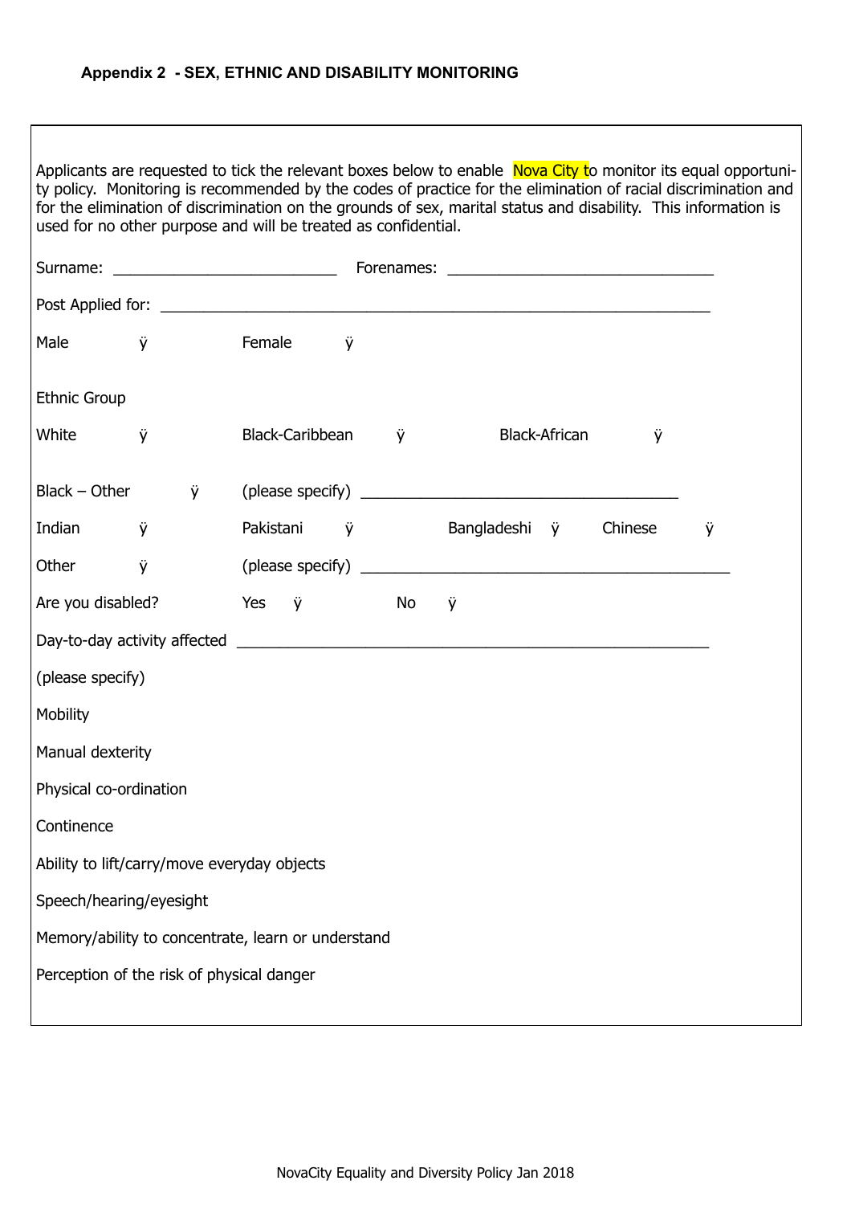**Appendix 2 - SEX, ETHNIC AND DISABILITY MONITORING**

Applicants are requested to tick the relevant boxes below to enable Nova City to monitor its equal opportunity policy. Monitoring is recommended by the codes of practice for the elimination of racial discrimination and for the elimination of discrimination on the grounds of sex, marital status and disability. This information is used for no other purpose and will be treated as confidential.

Surname: ___________________________ Forenames: ________________________________

Post Applied for: __________________________________________________________________

Male ÿ Female ÿ

Ethnic Group

White ÿ Black-Caribbean ÿ Black-African ÿ

Black – Other ÿ (please specify) ______________________________________

Indian ÿ Pakistani ÿ Bangladeshi ÿ Chinese ÿ

Other ÿ (please specify) ____________________________________________

Are you disabled? Yes ÿ No ÿ

Day-to-day activity affected _________________________________________________________

(please specify)

Mobility

Manual dexterity

Physical co-ordination

Continence

Ability to lift/carry/move everyday objects

Speech/hearing/eyesight

Memory/ability to concentrate, learn or understand

Perception of the risk of physical danger